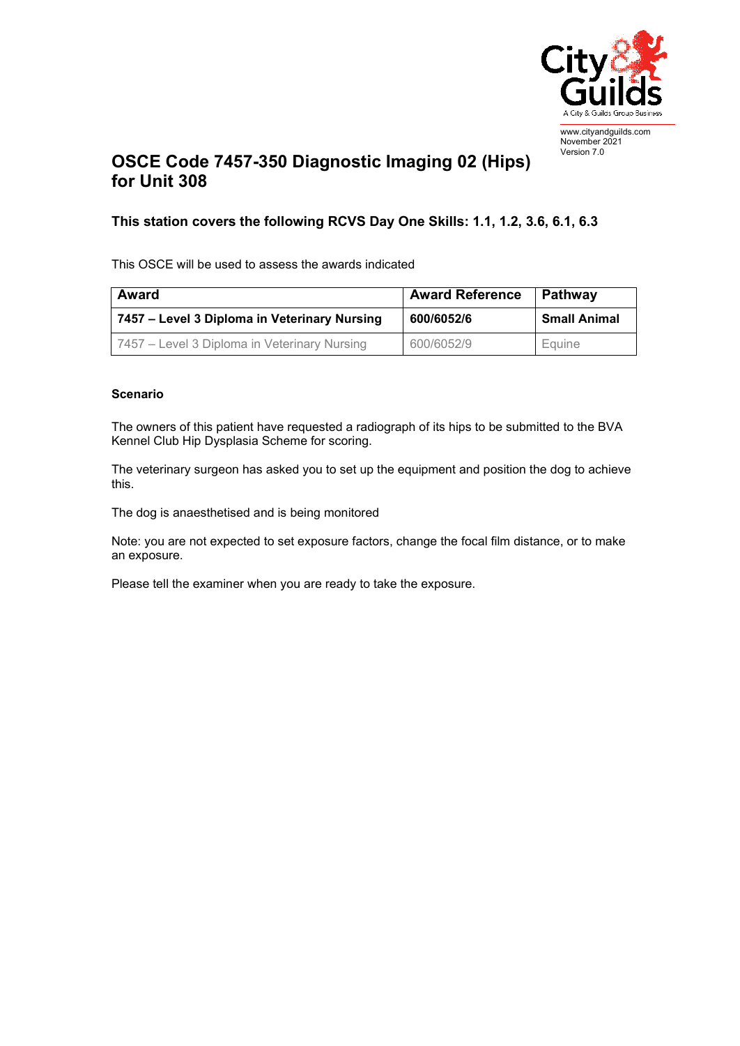www.cityandguilds.com
November 2021
Version 7.0

# OSCE Code 7457-350 Diagnostic Imaging 02 (Hips) for Unit 308

### This station covers the following RCVS Day One Skills: 1.1, 1.2, 3.6, 6.1, 6.3

This OSCE will be used to assess the awards indicated

| Award | Award Reference | Pathway |
|---|---|---|
| **7457 – Level 3 Diploma in Veterinary Nursing** | **600/6052/6** | **Small Animal** |
| 7457 – Level 3 Diploma in Veterinary Nursing | 600/6052/9 | Equine |

**Scenario**

The owners of this patient have requested a radiograph of its hips to be submitted to the BVA Kennel Club Hip Dysplasia Scheme for scoring.

The veterinary surgeon has asked you to set up the equipment and position the dog to achieve this.

The dog is anaesthetised and is being monitored

Note: you are not expected to set exposure factors, change the focal film distance, or to make an exposure.

Please tell the examiner when you are ready to take the exposure.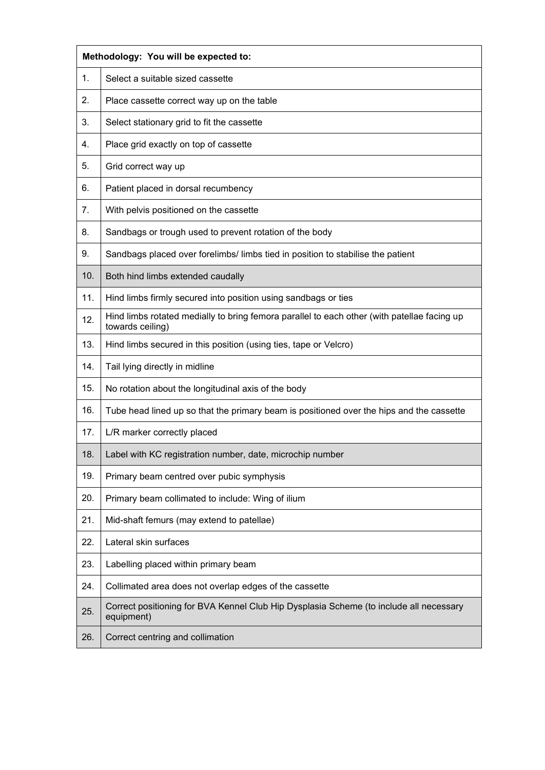| Methodology: You will be expected to: | |
|---|---|
| 1. | Select a suitable sized cassette |
| 2. | Place cassette correct way up on the table |
| 3. | Select stationary grid to fit the cassette |
| 4. | Place grid exactly on top of cassette |
| 5. | Grid correct way up |
| 6. | Patient placed in dorsal recumbency |
| 7. | With pelvis positioned on the cassette |
| 8. | Sandbags or trough used to prevent rotation of the body |
| 9. | Sandbags placed over forelimbs/ limbs tied in position to stabilise the patient |
| 10. | Both hind limbs extended caudally |
| 11. | Hind limbs firmly secured into position using sandbags or ties |
| 12. | Hind limbs rotated medially to bring femora parallel to each other (with patellae facing up towards ceiling) |
| 13. | Hind limbs secured in this position (using ties, tape or Velcro) |
| 14. | Tail lying directly in midline |
| 15. | No rotation about the longitudinal axis of the body |
| 16. | Tube head lined up so that the primary beam is positioned over the hips and the cassette |
| 17. | L/R marker correctly placed |
| 18. | Label with KC registration number, date, microchip number |
| 19. | Primary beam centred over pubic symphysis |
| 20. | Primary beam collimated to include: Wing of ilium |
| 21. | Mid-shaft femurs (may extend to patellae) |
| 22. | Lateral skin surfaces |
| 23. | Labelling placed within primary beam |
| 24. | Collimated area does not overlap edges of the cassette |
| 25. | Correct positioning for BVA Kennel Club Hip Dysplasia Scheme (to include all necessary equipment) |
| 26. | Correct centring and collimation |